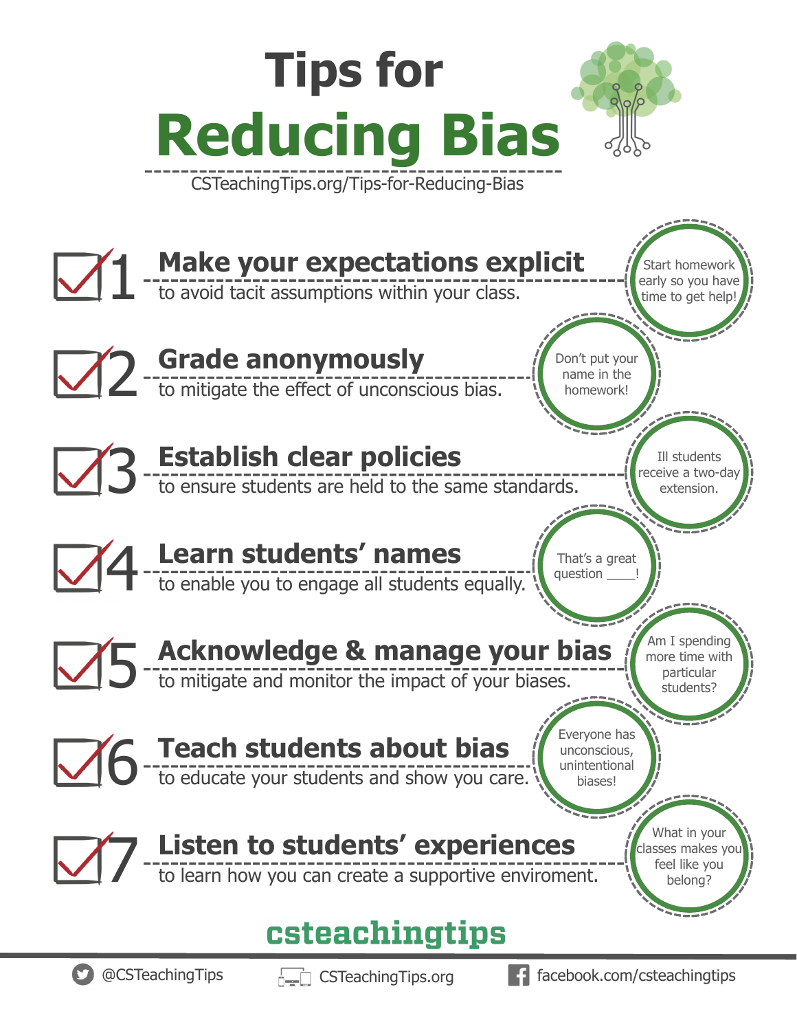# Tips for Reducing Bias

CSTeachingTips.org/Tips-for-Reducing-Bias

## 1 Make your expectations explicit

to avoid tacit assumptions within your class.

> Start homework early so you have time to get help!

## 2 Grade anonymously

to mitigate the effect of unconscious bias.

> Don't put your name in the homework!

## 3 Establish clear policies

to ensure students are held to the same standards.

> Ill students receive a two-day extension.

## 4 Learn students' names

to enable you to engage all students equally.

> That's a great question ____!

## 5 Acknowledge & manage your bias

to mitigate and monitor the impact of your biases.

> Am I spending more time with particular students?

## 6 Teach students about bias

to educate your students and show you care.

> Everyone has unconscious, unintentional biases!

## 7 Listen to students' experiences

to learn how you can create a supportive enviroment.

> What in your classes makes you feel like you belong?

**csteachingtips**

@CSTeachingTips | CSTeachingTips.org | facebook.com/csteachingtips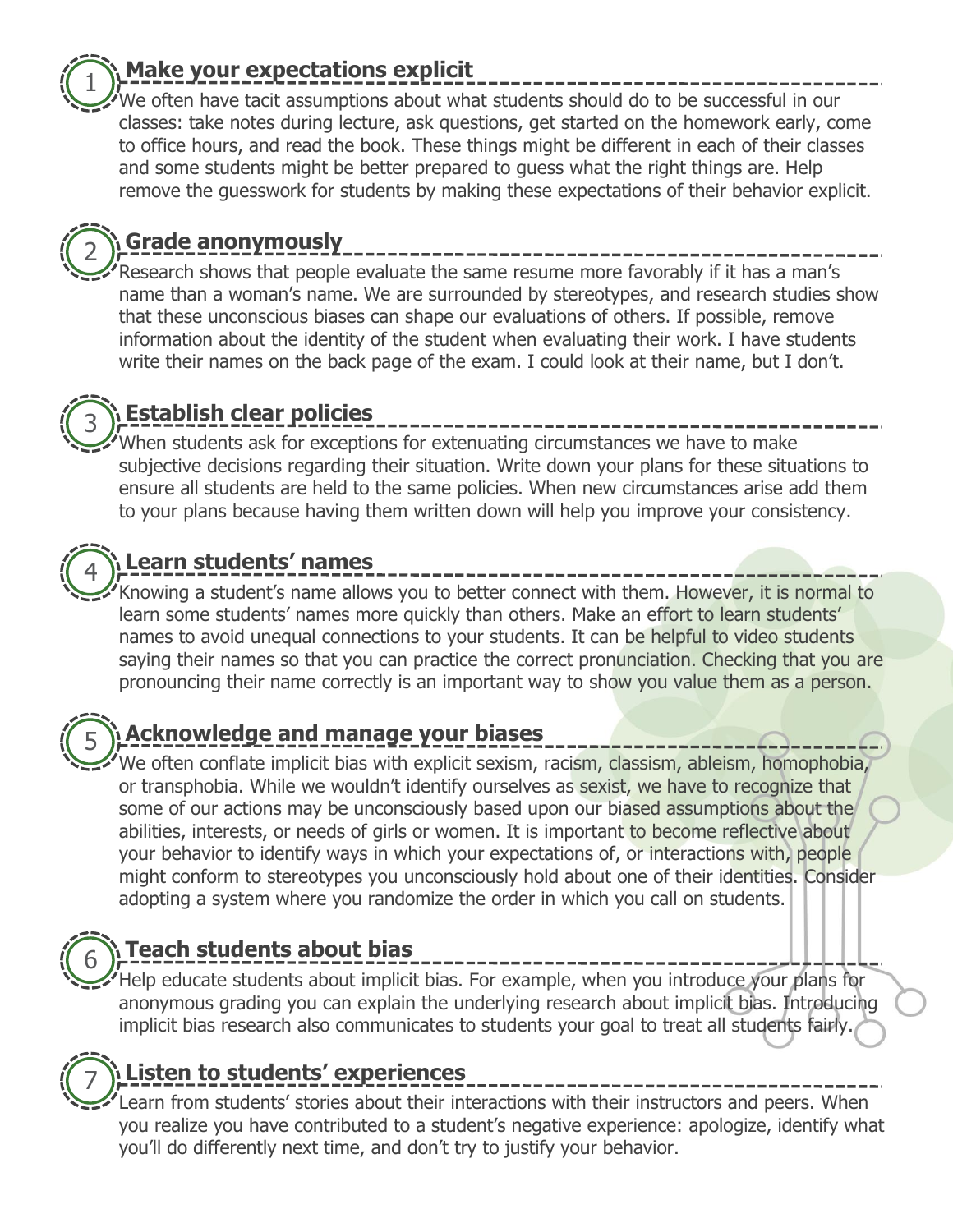## 1 Make your expectations explicit

We often have tacit assumptions about what students should do to be successful in our classes: take notes during lecture, ask questions, get started on the homework early, come to office hours, and read the book. These things might be different in each of their classes and some students might be better prepared to guess what the right things are. Help remove the guesswork for students by making these expectations of their behavior explicit.

## 2 Grade anonymously

Research shows that people evaluate the same resume more favorably if it has a man's name than a woman's name. We are surrounded by stereotypes, and research studies show that these unconscious biases can shape our evaluations of others. If possible, remove information about the identity of the student when evaluating their work. I have students write their names on the back page of the exam. I could look at their name, but I don't.

## 3 Establish clear policies

When students ask for exceptions for extenuating circumstances we have to make subjective decisions regarding their situation. Write down your plans for these situations to ensure all students are held to the same policies. When new circumstances arise add them to your plans because having them written down will help you improve your consistency.

## 4 Learn students' names

Knowing a student's name allows you to better connect with them. However, it is normal to learn some students' names more quickly than others. Make an effort to learn students' names to avoid unequal connections to your students. It can be helpful to video students saying their names so that you can practice the correct pronunciation. Checking that you are pronouncing their name correctly is an important way to show you value them as a person.

## 5 Acknowledge and manage your biases

We often conflate implicit bias with explicit sexism, racism, classism, ableism, homophobia, or transphobia. While we wouldn't identify ourselves as sexist, we have to recognize that some of our actions may be unconsciously based upon our biased assumptions about the abilities, interests, or needs of girls or women. It is important to become reflective about your behavior to identify ways in which your expectations of, or interactions with, people might conform to stereotypes you unconsciously hold about one of their identities. Consider adopting a system where you randomize the order in which you call on students.

## 6 Teach students about bias

Help educate students about implicit bias. For example, when you introduce your plans for anonymous grading you can explain the underlying research about implicit bias. Introducing implicit bias research also communicates to students your goal to treat all students fairly.

## 7 Listen to students' experiences

Learn from students' stories about their interactions with their instructors and peers. When you realize you have contributed to a student's negative experience: apologize, identify what you'll do differently next time, and don't try to justify your behavior.